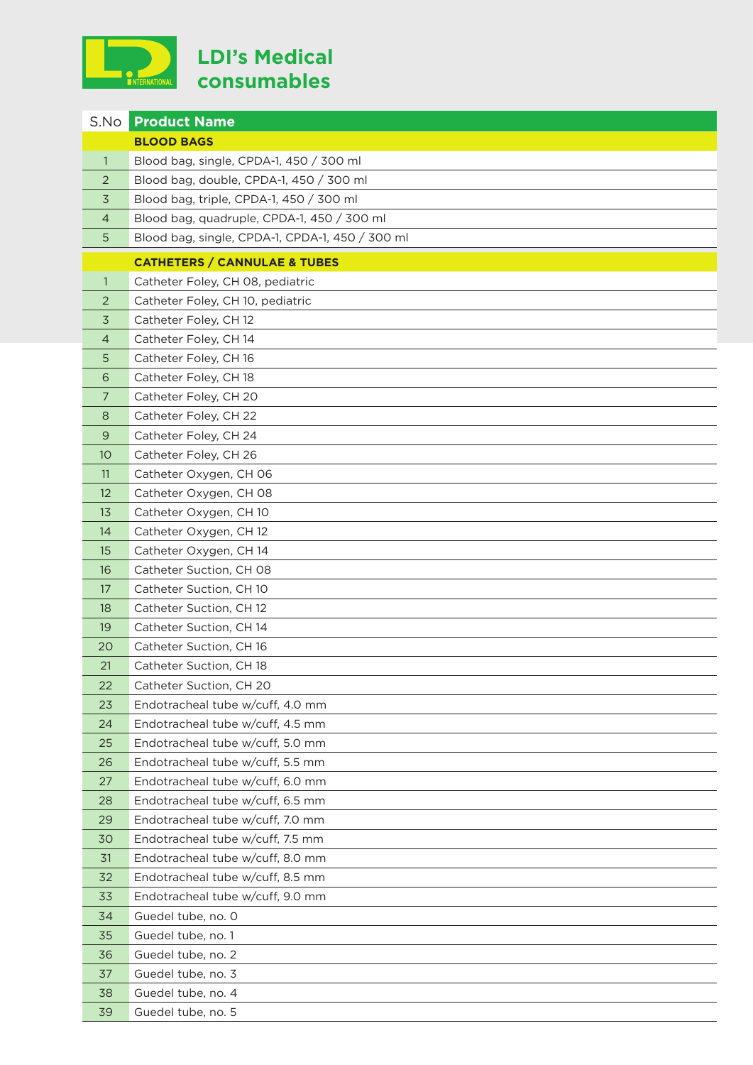# LDI's Medical consumables

| S.No | Product Name |
|---|---|
| | **BLOOD BAGS** |
| 1 | Blood bag, single, CPDA-1, 450 / 300 ml |
| 2 | Blood bag, double, CPDA-1, 450 / 300 ml |
| 3 | Blood bag, triple, CPDA-1, 450 / 300 ml |
| 4 | Blood bag, quadruple, CPDA-1, 450 / 300 ml |
| 5 | Blood bag, single, CPDA-1, CPDA-1, 450 / 300 ml |
| | **CATHETERS / CANNULAE & TUBES** |
| 1 | Catheter Foley, CH 08, pediatric |
| 2 | Catheter Foley, CH 10, pediatric |
| 3 | Catheter Foley, CH 12 |
| 4 | Catheter Foley, CH 14 |
| 5 | Catheter Foley, CH 16 |
| 6 | Catheter Foley, CH 18 |
| 7 | Catheter Foley, CH 20 |
| 8 | Catheter Foley, CH 22 |
| 9 | Catheter Foley, CH 24 |
| 10 | Catheter Foley, CH 26 |
| 11 | Catheter Oxygen, CH 06 |
| 12 | Catheter Oxygen, CH 08 |
| 13 | Catheter Oxygen, CH 10 |
| 14 | Catheter Oxygen, CH 12 |
| 15 | Catheter Oxygen, CH 14 |
| 16 | Catheter Suction, CH 08 |
| 17 | Catheter Suction, CH 10 |
| 18 | Catheter Suction, CH 12 |
| 19 | Catheter Suction, CH 14 |
| 20 | Catheter Suction, CH 16 |
| 21 | Catheter Suction, CH 18 |
| 22 | Catheter Suction, CH 20 |
| 23 | Endotracheal tube w/cuff, 4.0 mm |
| 24 | Endotracheal tube w/cuff, 4.5 mm |
| 25 | Endotracheal tube w/cuff, 5.0 mm |
| 26 | Endotracheal tube w/cuff, 5.5 mm |
| 27 | Endotracheal tube w/cuff, 6.0 mm |
| 28 | Endotracheal tube w/cuff, 6.5 mm |
| 29 | Endotracheal tube w/cuff, 7.0 mm |
| 30 | Endotracheal tube w/cuff, 7.5 mm |
| 31 | Endotracheal tube w/cuff, 8.0 mm |
| 32 | Endotracheal tube w/cuff, 8.5 mm |
| 33 | Endotracheal tube w/cuff, 9.0 mm |
| 34 | Guedel tube, no. 0 |
| 35 | Guedel tube, no. 1 |
| 36 | Guedel tube, no. 2 |
| 37 | Guedel tube, no. 3 |
| 38 | Guedel tube, no. 4 |
| 39 | Guedel tube, no. 5 |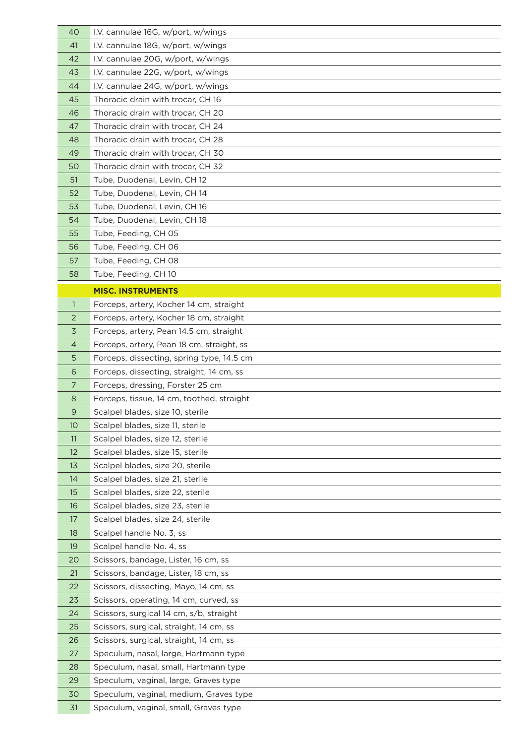| | |
|---|---|
| 40 | I.V. cannulae 16G, w/port, w/wings |
| 41 | I.V. cannulae 18G, w/port, w/wings |
| 42 | I.V. cannulae 20G, w/port, w/wings |
| 43 | I.V. cannulae 22G, w/port, w/wings |
| 44 | I.V. cannulae 24G, w/port, w/wings |
| 45 | Thoracic drain with trocar, CH 16 |
| 46 | Thoracic drain with trocar, CH 20 |
| 47 | Thoracic drain with trocar, CH 24 |
| 48 | Thoracic drain with trocar, CH 28 |
| 49 | Thoracic drain with trocar, CH 30 |
| 50 | Thoracic drain with trocar, CH 32 |
| 51 | Tube, Duodenal, Levin, CH 12 |
| 52 | Tube, Duodenal, Levin, CH 14 |
| 53 | Tube, Duodenal, Levin, CH 16 |
| 54 | Tube, Duodenal, Levin, CH 18 |
| 55 | Tube, Feeding, CH 05 |
| 56 | Tube, Feeding, CH 06 |
| 57 | Tube, Feeding, CH 08 |
| 58 | Tube, Feeding, CH 10 |
| | **MISC. INSTRUMENTS** |
| 1 | Forceps, artery, Kocher 14 cm, straight |
| 2 | Forceps, artery, Kocher 18 cm, straight |
| 3 | Forceps, artery, Pean 14.5 cm, straight |
| 4 | Forceps, artery, Pean 18 cm, straight, ss |
| 5 | Forceps, dissecting, spring type, 14.5 cm |
| 6 | Forceps, dissecting, straight, 14 cm, ss |
| 7 | Forceps, dressing, Forster 25 cm |
| 8 | Forceps, tissue, 14 cm, toothed, straight |
| 9 | Scalpel blades, size 10, sterile |
| 10 | Scalpel blades, size 11, sterile |
| 11 | Scalpel blades, size 12, sterile |
| 12 | Scalpel blades, size 15, sterile |
| 13 | Scalpel blades, size 20, sterile |
| 14 | Scalpel blades, size 21, sterile |
| 15 | Scalpel blades, size 22, sterile |
| 16 | Scalpel blades, size 23, sterile |
| 17 | Scalpel blades, size 24, sterile |
| 18 | Scalpel handle No. 3, ss |
| 19 | Scalpel handle No. 4, ss |
| 20 | Scissors, bandage, Lister, 16 cm, ss |
| 21 | Scissors, bandage, Lister, 18 cm, ss |
| 22 | Scissors, dissecting, Mayo, 14 cm, ss |
| 23 | Scissors, operating, 14 cm, curved, ss |
| 24 | Scissors, surgical 14 cm, s/b, straight |
| 25 | Scissors, surgical, straight, 14 cm, ss |
| 26 | Scissors, surgical, straight, 14 cm, ss |
| 27 | Speculum, nasal, large, Hartmann type |
| 28 | Speculum, nasal, small, Hartmann type |
| 29 | Speculum, vaginal, large, Graves type |
| 30 | Speculum, vaginal, medium, Graves type |
| 31 | Speculum, vaginal, small, Graves type |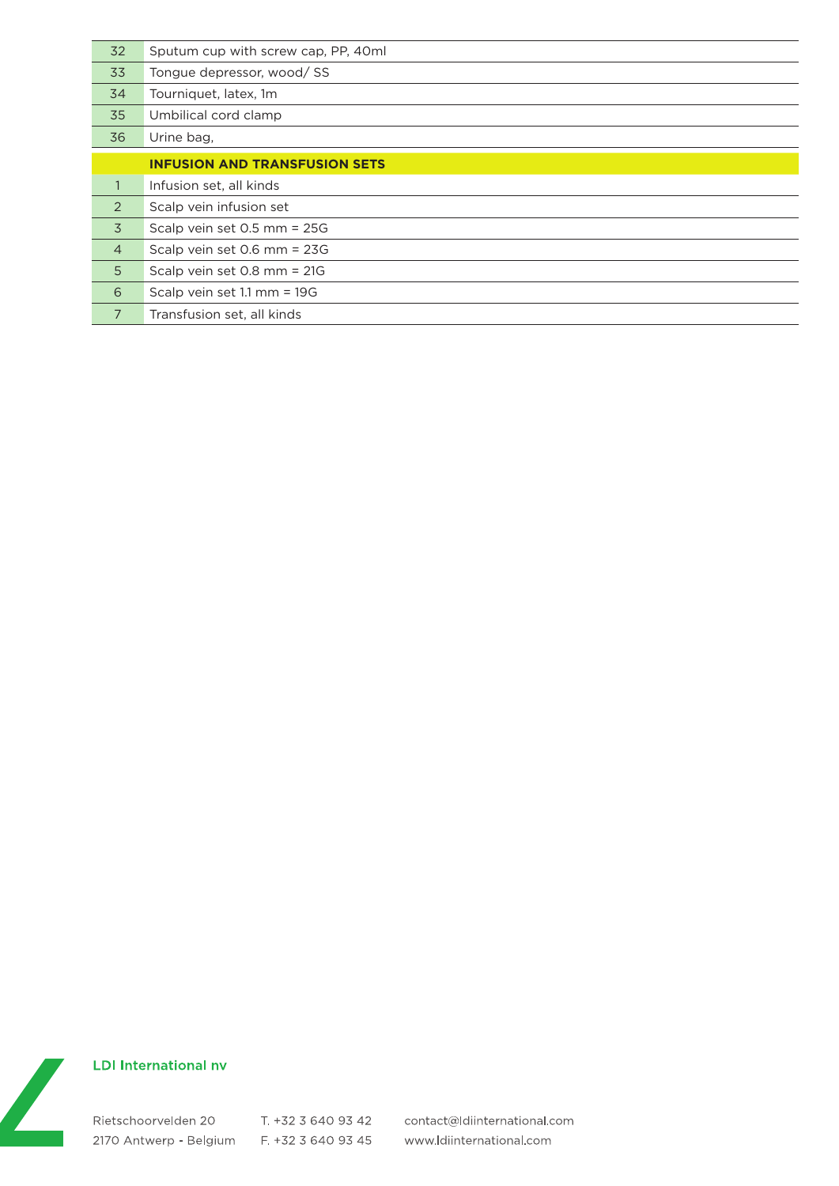| | |
|---|---|
| 32 | Sputum cup with screw cap, PP, 40ml |
| 33 | Tongue depressor, wood/ SS |
| 34 | Tourniquet, latex, 1m |
| 35 | Umbilical cord clamp |
| 36 | Urine bag, |
| | **INFUSION AND TRANSFUSION SETS** |
| 1 | Infusion set, all kinds |
| 2 | Scalp vein infusion set |
| 3 | Scalp vein set 0.5 mm = 25G |
| 4 | Scalp vein set 0.6 mm = 23G |
| 5 | Scalp vein set 0.8 mm = 21G |
| 6 | Scalp vein set 1.1 mm = 19G |
| 7 | Transfusion set, all kinds |

**LDI International nv**

Rietschoorvelden 20
2170 Antwerp - Belgium

T. +32 3 640 93 42
F. +32 3 640 93 45

contact@ldiinternational.com
www.ldiinternational.com